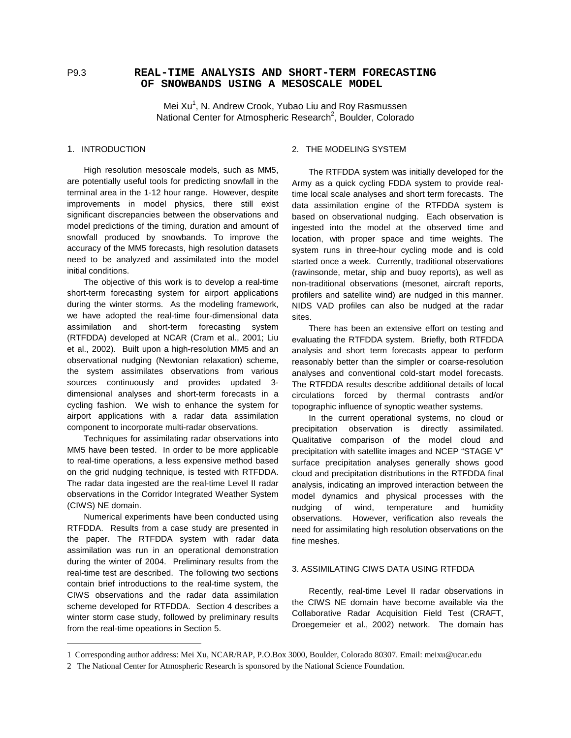P9.3

# REAL-TIME ANALYSIS AND SHORT-TERM FORECASTING OF SNOWBANDS USING A MESOSCALE MODEL

Mei Xu[1], N. Andrew Crook, Yubao Liu and Roy Rasmussen
National Center for Atmospheric Research[2], Boulder, Colorado

## 1. INTRODUCTION

High resolution mesoscale models, such as MM5, are potentially useful tools for predicting snowfall in the terminal area in the 1-12 hour range. However, despite improvements in model physics, there still exist significant discrepancies between the observations and model predictions of the timing, duration and amount of snowfall produced by snowbands. To improve the accuracy of the MM5 forecasts, high resolution datasets need to be analyzed and assimilated into the model initial conditions.

The objective of this work is to develop a real-time short-term forecasting system for airport applications during the winter storms. As the modeling framework, we have adopted the real-time four-dimensional data assimilation and short-term forecasting system (RTFDDA) developed at NCAR (Cram et al., 2001; Liu et al., 2002). Built upon a high-resolution MM5 and an observational nudging (Newtonian relaxation) scheme, the system assimilates observations from various sources continuously and provides updated 3-dimensional analyses and short-term forecasts in a cycling fashion. We wish to enhance the system for airport applications with a radar data assimilation component to incorporate multi-radar observations.

Techniques for assimilating radar observations into MM5 have been tested. In order to be more applicable to real-time operations, a less expensive method based on the grid nudging technique, is tested with RTFDDA. The radar data ingested are the real-time Level II radar observations in the Corridor Integrated Weather System (CIWS) NE domain.

Numerical experiments have been conducted using RTFDDA. Results from a case study are presented in the paper. The RTFDDA system with radar data assimilation was run in an operational demonstration during the winter of 2004. Preliminary results from the real-time test are described. The following two sections contain brief introductions to the real-time system, the CIWS observations and the radar data assimilation scheme developed for RTFDDA. Section 4 describes a winter storm case study, followed by preliminary results from the real-time opeations in Section 5.

## 2. THE MODELING SYSTEM

The RTFDDA system was initially developed for the Army as a quick cycling FDDA system to provide real-time local scale analyses and short term forecasts. The data assimilation engine of the RTFDDA system is based on observational nudging. Each observation is ingested into the model at the observed time and location, with proper space and time weights. The system runs in three-hour cycling mode and is cold started once a week. Currently, traditional observations (rawinsonde, metar, ship and buoy reports), as well as non-traditional observations (mesonet, aircraft reports, profilers and satellite wind) are nudged in this manner. NIDS VAD profiles can also be nudged at the radar sites.

There has been an extensive effort on testing and evaluating the RTFDDA system. Briefly, both RTFDDA analysis and short term forecasts appear to perform reasonably better than the simpler or coarse-resolution analyses and conventional cold-start model forecasts. The RTFDDA results describe additional details of local circulations forced by thermal contrasts and/or topographic influence of synoptic weather systems.

In the current operational systems, no cloud or precipitation observation is directly assimilated. Qualitative comparison of the model cloud and precipitation with satellite images and NCEP "STAGE V" surface precipitation analyses generally shows good cloud and precipitation distributions in the RTFDDA final analysis, indicating an improved interaction between the model dynamics and physical processes with the nudging of wind, temperature and humidity observations. However, verification also reveals the need for assimilating high resolution observations on the fine meshes.

## 3. ASSIMILATING CIWS DATA USING RTFDDA

Recently, real-time Level II radar observations in the CIWS NE domain have become available via the Collaborative Radar Acquisition Field Test (CRAFT, Droegemeier et al., 2002) network. The domain has

---

1 Corresponding author address: Mei Xu, NCAR/RAP, P.O.Box 3000, Boulder, Colorado 80307. Email: meixu@ucar.edu

2 The National Center for Atmospheric Research is sponsored by the National Science Foundation.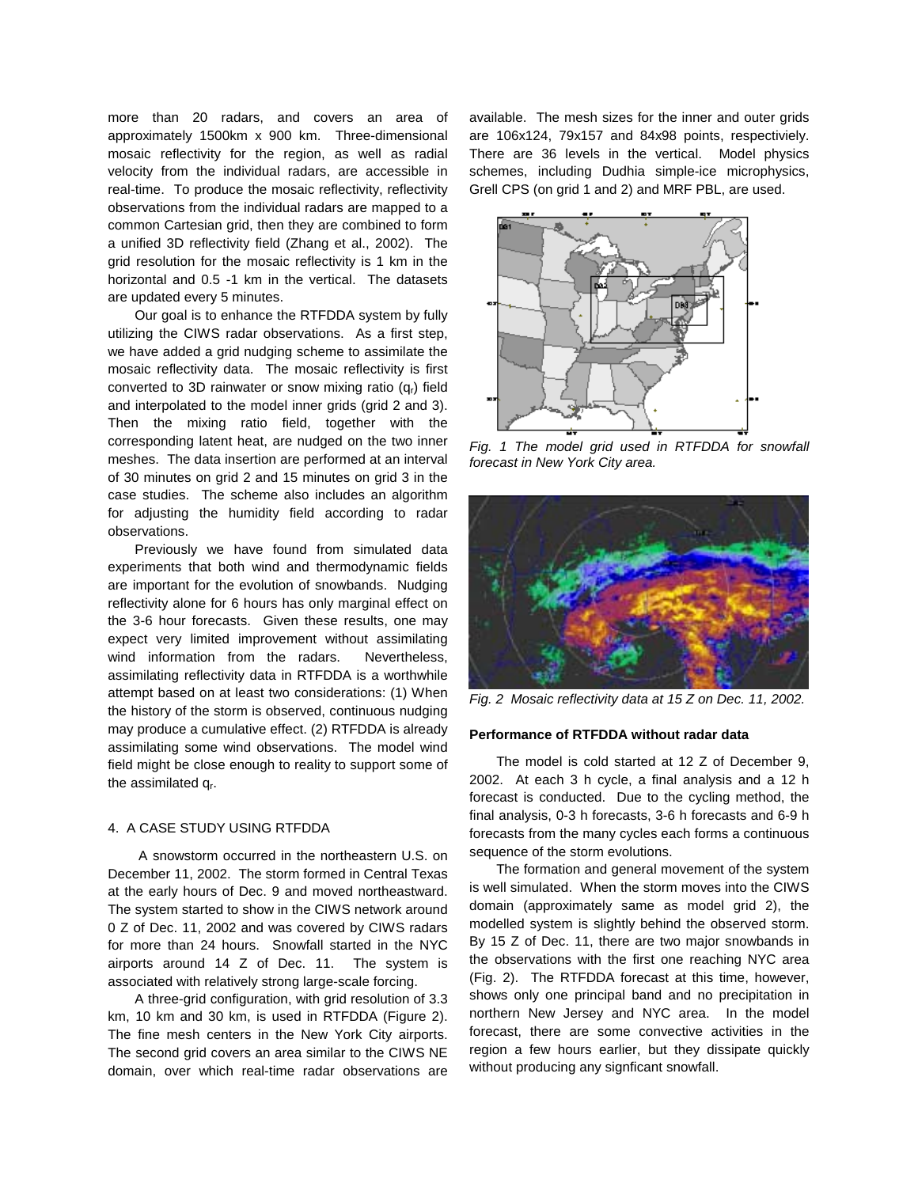more than 20 radars, and covers an area of approximately 1500km x 900 km. Three-dimensional mosaic reflectivity for the region, as well as radial velocity from the individual radars, are accessible in real-time. To produce the mosaic reflectivity, reflectivity observations from the individual radars are mapped to a common Cartesian grid, then they are combined to form a unified 3D reflectivity field (Zhang et al., 2002). The grid resolution for the mosaic reflectivity is 1 km in the horizontal and 0.5 -1 km in the vertical. The datasets are updated every 5 minutes.

Our goal is to enhance the RTFDDA system by fully utilizing the CIWS radar observations. As a first step, we have added a grid nudging scheme to assimilate the mosaic reflectivity data. The mosaic reflectivity is first converted to 3D rainwater or snow mixing ratio ($q_r$) field and interpolated to the model inner grids (grid 2 and 3). Then the mixing ratio field, together with the corresponding latent heat, are nudged on the two inner meshes. The data insertion are performed at an interval of 30 minutes on grid 2 and 15 minutes on grid 3 in the case studies. The scheme also includes an algorithm for adjusting the humidity field according to radar observations.

Previously we have found from simulated data experiments that both wind and thermodynamic fields are important for the evolution of snowbands. Nudging reflectivity alone for 6 hours has only marginal effect on the 3-6 hour forecasts. Given these results, one may expect very limited improvement without assimilating wind information from the radars. Nevertheless, assimilating reflectivity data in RTFDDA is a worthwhile attempt based on at least two considerations: (1) When the history of the storm is observed, continuous nudging may produce a cumulative effect. (2) RTFDDA is already assimilating some wind observations. The model wind field might be close enough to reality to support some of the assimilated $q_r$.

## 4. A CASE STUDY USING RTFDDA

A snowstorm occurred in the northeastern U.S. on December 11, 2002. The storm formed in Central Texas at the early hours of Dec. 9 and moved northeastward. The system started to show in the CIWS network around 0 Z of Dec. 11, 2002 and was covered by CIWS radars for more than 24 hours. Snowfall started in the NYC airports around 14 Z of Dec. 11. The system is associated with relatively strong large-scale forcing.

A three-grid configuration, with grid resolution of 3.3 km, 10 km and 30 km, is used in RTFDDA (Figure 2). The fine mesh centers in the New York City airports. The second grid covers an area similar to the CIWS NE domain, over which real-time radar observations are available. The mesh sizes for the inner and outer grids are 106x124, 79x157 and 84x98 points, respectiviely. There are 36 levels in the vertical. Model physics schemes, including Dudhia simple-ice microphysics, Grell CPS (on grid 1 and 2) and MRF PBL, are used.

*Fig. 1 The model grid used in RTFDDA for snowfall forecast in New York City area.*

*Fig. 2 Mosaic reflectivity data at 15 Z on Dec. 11, 2002.*

**Performance of RTFDDA without radar data**

The model is cold started at 12 Z of December 9, 2002. At each 3 h cycle, a final analysis and a 12 h forecast is conducted. Due to the cycling method, the final analysis, 0-3 h forecasts, 3-6 h forecasts and 6-9 h forecasts from the many cycles each forms a continuous sequence of the storm evolutions.

The formation and general movement of the system is well simulated. When the storm moves into the CIWS domain (approximately same as model grid 2), the modelled system is slightly behind the observed storm. By 15 Z of Dec. 11, there are two major snowbands in the observations with the first one reaching NYC area (Fig. 2). The RTFDDA forecast at this time, however, shows only one principal band and no precipitation in northern New Jersey and NYC area. In the model forecast, there are some convective activities in the region a few hours earlier, but they dissipate quickly without producing any signficant snowfall.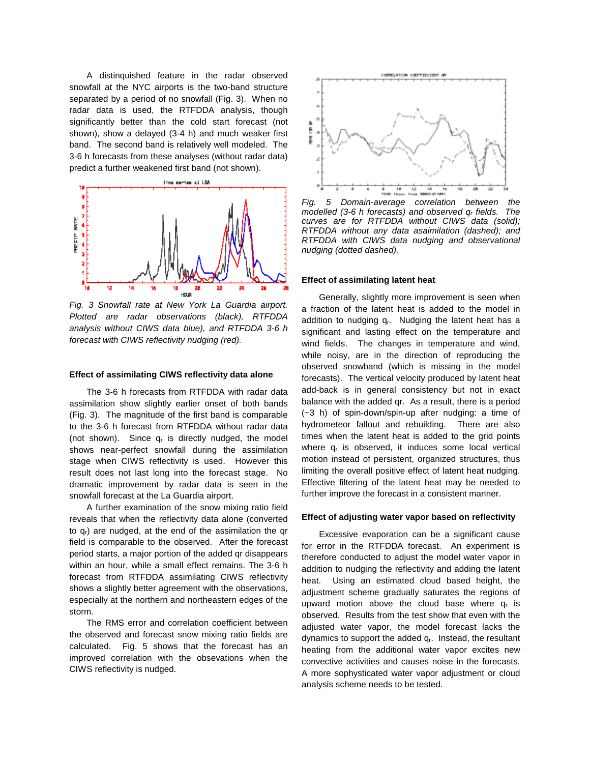A distinguished feature in the radar observed snowfall at the NYC airports is the two-band structure separated by a period of no snowfall (Fig. 3). When no radar data is used, the RTFDDA analysis, though significantly better than the cold start forecast (not shown), show a delayed (3-4 h) and much weaker first band. The second band is relatively well modeled. The 3-6 h forecasts from these analyses (without radar data) predict a further weakened first band (not shown).

*Fig. 3 Snowfall rate at New York La Guardia airport. Plotted are radar observations (black), RTFDDA analysis without CIWS data blue), and RTFDDA 3-6 h forecast with CIWS reflectivity nudging (red).*

**Effect of assimilating CIWS reflectivity data alone**

The 3-6 h forecasts from RTFDDA with radar data assimilation show slightly earlier onset of both bands (Fig. 3). The magnitude of the first band is comparable to the 3-6 h forecast from RTFDDA without radar data (not shown). Since $q_r$ is directly nudged, the model shows near-perfect snowfall during the assimilation stage when CIWS reflectivity is used. However this result does not last long into the forecast stage. No dramatic improvement by radar data is seen in the snowfall forecast at the La Guardia airport.

A further examination of the snow mixing ratio field reveals that when the reflectivity data alone (converted to $q_r$) are nudged, at the end of the assimilation the qr field is comparable to the observed. After the forecast period starts, a major portion of the added qr disappears within an hour, while a small effect remains. The 3-6 h forecast from RTFDDA assimilating CIWS reflectivity shows a slightly better agreement with the observations, especially at the northern and northeastern edges of the storm.

The RMS error and correlation coefficient between the observed and forecast snow mixing ratio fields are calculated. Fig. 5 shows that the forecast has an improved correlation with the obsevations when the CIWS reflectivity is nudged.

*Fig. 5 Domain-average correlation between the modelled (3-6 h forecasts) and observed $q_r$ fields. The curves are for RTFDDA without CIWS data (solid); RTFDDA without any data asaimilation (dashed); and RTFDDA with CIWS data nudging and observational nudging (dotted dashed).*

**Effect of assimilating latent heat**

Generally, slightly more improvement is seen when a fraction of the latent heat is added to the model in addition to nudging $q_r$. Nudging the latent heat has a significant and lasting effect on the temperature and wind fields. The changes in temperature and wind, while noisy, are in the direction of reproducing the observed snowband (which is missing in the model forecasts). The vertical velocity produced by latent heat add-back is in general consistency but not in exact balance with the added qr. As a result, there is a period (~3 h) of spin-down/spin-up after nudging: a time of hydrometeor fallout and rebuilding. There are also times when the latent heat is added to the grid points where $q_r$ is observed, it induces some local vertical motion instead of persistent, organized structures, thus limiting the overall positive effect of latent heat nudging. Effective filtering of the latent heat may be needed to further improve the forecast in a consistent manner.

**Effect of adjusting water vapor based on reflectivity**

Excessive evaporation can be a significant cause for error in the RTFDDA forecast. An experiment is therefore conducted to adjust the model water vapor in addition to nudging the reflectivity and adding the latent heat. Using an estimated cloud based height, the adjustment scheme gradually saturates the regions of upward motion above the cloud base where $q_r$ is observed. Results from the test show that even with the adjusted water vapor, the model forecast lacks the dynamics to support the added $q_r$. Instead, the resultant heating from the additional water vapor excites new convective activities and causes noise in the forecasts. A more sophisticated water vapor adjustment or cloud analysis scheme needs to be tested.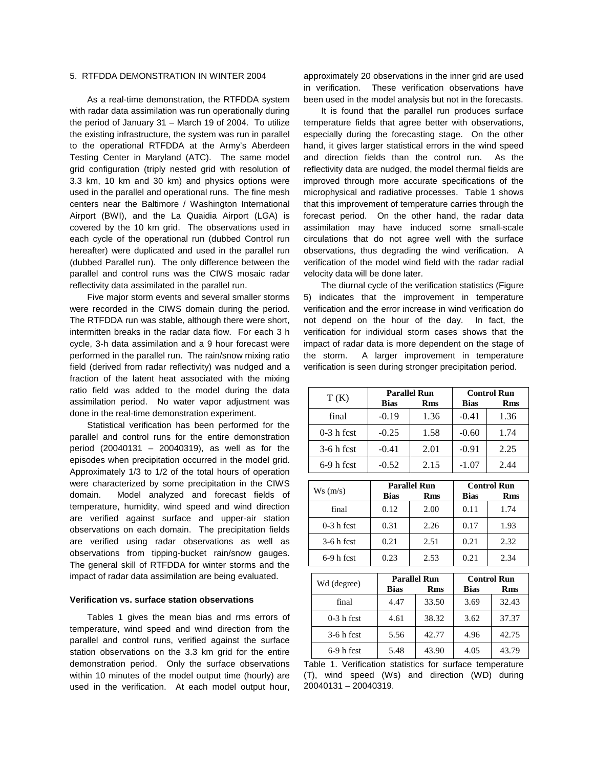## 5. RTFDDA DEMONSTRATION IN WINTER 2004

As a real-time demonstration, the RTFDDA system with radar data assimilation was run operationally during the period of January 31 – March 19 of 2004. To utilize the existing infrastructure, the system was run in parallel to the operational RTFDDA at the Army's Aberdeen Testing Center in Maryland (ATC). The same model grid configuration (triply nested grid with resolution of 3.3 km, 10 km and 30 km) and physics options were used in the parallel and operational runs. The fine mesh centers near the Baltimore / Washington International Airport (BWI), and the La Quaidia Airport (LGA) is covered by the 10 km grid. The observations used in each cycle of the operational run (dubbed Control run hereafter) were duplicated and used in the parallel run (dubbed Parallel run). The only difference between the parallel and control runs was the CIWS mosaic radar reflectivity data assimilated in the parallel run.

Five major storm events and several smaller storms were recorded in the CIWS domain during the period. The RTFDDA run was stable, although there were short, intermitten breaks in the radar data flow. For each 3 h cycle, 3-h data assimilation and a 9 hour forecast were performed in the parallel run. The rain/snow mixing ratio field (derived from radar reflectivity) was nudged and a fraction of the latent heat associated with the mixing ratio field was added to the model during the data assimilation period. No water vapor adjustment was done in the real-time demonstration experiment.

Statistical verification has been performed for the parallel and control runs for the entire demonstration period (20040131 – 20040319), as well as for the episodes when precipitation occurred in the model grid. Approximately 1/3 to 1/2 of the total hours of operation were characterized by some precipitation in the CIWS domain. Model analyzed and forecast fields of temperature, humidity, wind speed and wind direction are verified against surface and upper-air station observations on each domain. The precipitation fields are verified using radar observations as well as observations from tipping-bucket rain/snow gauges. The general skill of RTFDDA for winter storms and the impact of radar data assimilation are being evaluated.

### Verification vs. surface station observations

Tables 1 gives the mean bias and rms errors of temperature, wind speed and wind direction from the parallel and control runs, verified against the surface station observations on the 3.3 km grid for the entire demonstration period. Only the surface observations within 10 minutes of the model output time (hourly) are used in the verification. At each model output hour, approximately 20 observations in the inner grid are used in verification. These verification observations have been used in the model analysis but not in the forecasts.

It is found that the parallel run produces surface temperature fields that agree better with observations, especially during the forecasting stage. On the other hand, it gives larger statistical errors in the wind speed and direction fields than the control run. As the reflectivity data are nudged, the model thermal fields are improved through more accurate specifications of the microphysical and radiative processes. Table 1 shows that this improvement of temperature carries through the forecast period. On the other hand, the radar data assimilation may have induced some small-scale circulations that do not agree well with the surface observations, thus degrading the wind verification. A verification of the model wind field with the radar radial velocity data will be done later.

The diurnal cycle of the verification statistics (Figure 5) indicates that the improvement in temperature verification and the error increase in wind verification do not depend on the hour of the day. In fact, the verification for individual storm cases shows that the impact of radar data is more dependent on the stage of the storm. A larger improvement in temperature verification is seen during stronger precipitation period.

| T (K) | Parallel Run | | Control Run | |
|---|---|---|---|---|
| | Bias | Rms | Bias | Rms |
| final | -0.19 | 1.36 | -0.41 | 1.36 |
| 0-3 h fcst | -0.25 | 1.58 | -0.60 | 1.74 |
| 3-6 h fcst | -0.41 | 2.01 | -0.91 | 2.25 |
| 6-9 h fcst | -0.52 | 2.15 | -1.07 | 2.44 |

| Ws (m/s) | Parallel Run | | Control Run | |
|---|---|---|---|---|
| | Bias | Rms | Bias | Rms |
| final | 0.12 | 2.00 | 0.11 | 1.74 |
| 0-3 h fcst | 0.31 | 2.26 | 0.17 | 1.93 |
| 3-6 h fcst | 0.21 | 2.51 | 0.21 | 2.32 |
| 6-9 h fcst | 0.23 | 2.53 | 0.21 | 2.34 |

| Wd (degree) | Parallel Run | | Control Run | |
|---|---|---|---|---|
| | Bias | Rms | Bias | Rms |
| final | 4.47 | 33.50 | 3.69 | 32.43 |
| 0-3 h fcst | 4.61 | 38.32 | 3.62 | 37.37 |
| 3-6 h fcst | 5.56 | 42.77 | 4.96 | 42.75 |
| 6-9 h fcst | 5.48 | 43.90 | 4.05 | 43.79 |

Table 1. Verification statistics for surface temperature (T), wind speed (Ws) and direction (WD) during 20040131 – 20040319.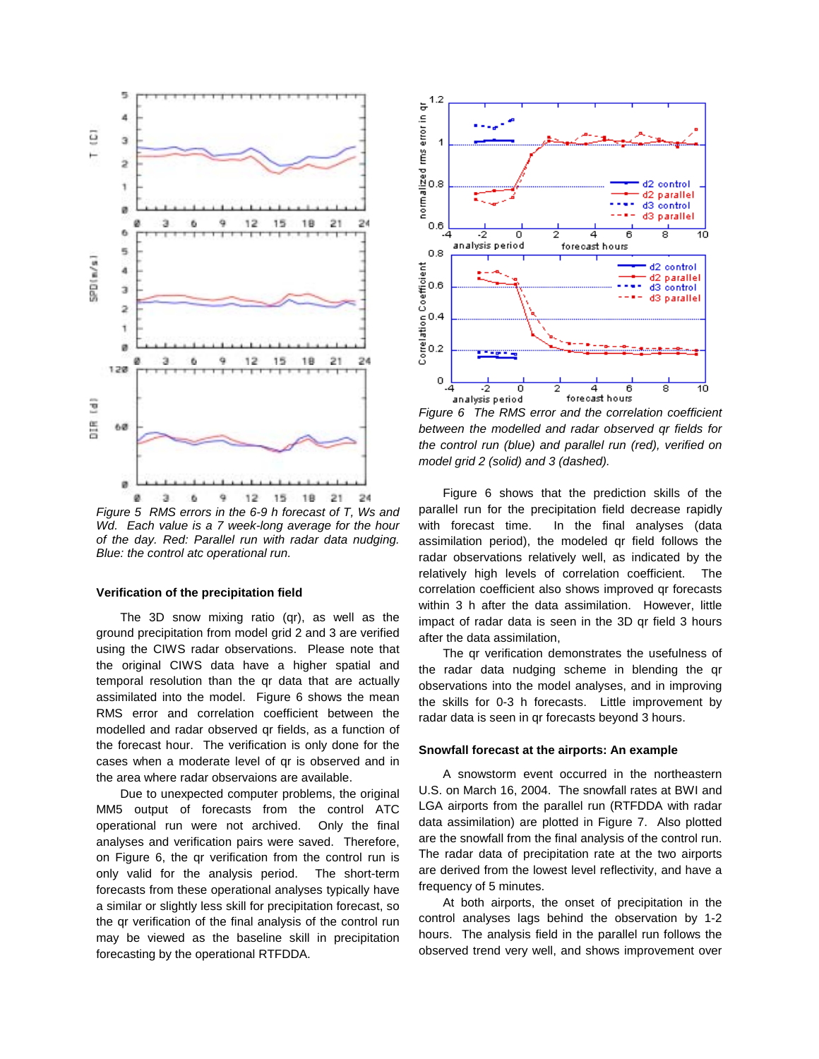*Figure 5 RMS errors in the 6-9 h forecast of T, Ws and Wd. Each value is a 7 week-long average for the hour of the day. Red: Parallel run with radar data nudging. Blue: the control atc operational run.*

### Verification of the precipitation field

The 3D snow mixing ratio (qr), as well as the ground precipitation from model grid 2 and 3 are verified using the CIWS radar observations. Please note that the original CIWS data have a higher spatial and temporal resolution than the qr data that are actually assimilated into the model. Figure 6 shows the mean RMS error and correlation coefficient between the modelled and radar observed qr fields, as a function of the forecast hour. The verification is only done for the cases when a moderate level of qr is observed and in the area where radar observaions are available.

Due to unexpected computer problems, the original MM5 output of forecasts from the control ATC operational run were not archived. Only the final analyses and verification pairs were saved. Therefore, on Figure 6, the qr verification from the control run is only valid for the analysis period. The short-term forecasts from these operational analyses typically have a similar or slightly less skill for precipitation forecast, so the qr verification of the final analysis of the control run may be viewed as the baseline skill in precipitation forecasting by the operational RTFDDA.

*Figure 6 The RMS error and the correlation coefficient between the modelled and radar observed qr fields for the control run (blue) and parallel run (red), verified on model grid 2 (solid) and 3 (dashed).*

Figure 6 shows that the prediction skills of the parallel run for the precipitation field decrease rapidly with forecast time. In the final analyses (data assimilation period), the modeled qr field follows the radar observations relatively well, as indicated by the relatively high levels of correlation coefficient. The correlation coefficient also shows improved qr forecasts within 3 h after the data assimilation. However, little impact of radar data is seen in the 3D qr field 3 hours after the data assimilation,

The qr verification demonstrates the usefulness of the radar data nudging scheme in blending the qr observations into the model analyses, and in improving the skills for 0-3 h forecasts. Little improvement by radar data is seen in qr forecasts beyond 3 hours.

### Snowfall forecast at the airports: An example

A snowstorm event occurred in the northeastern U.S. on March 16, 2004. The snowfall rates at BWI and LGA airports from the parallel run (RTFDDA with radar data assimilation) are plotted in Figure 7. Also plotted are the snowfall from the final analysis of the control run. The radar data of precipitation rate at the two airports are derived from the lowest level reflectivity, and have a frequency of 5 minutes.

At both airports, the onset of precipitation in the control analyses lags behind the observation by 1-2 hours. The analysis field in the parallel run follows the observed trend very well, and shows improvement over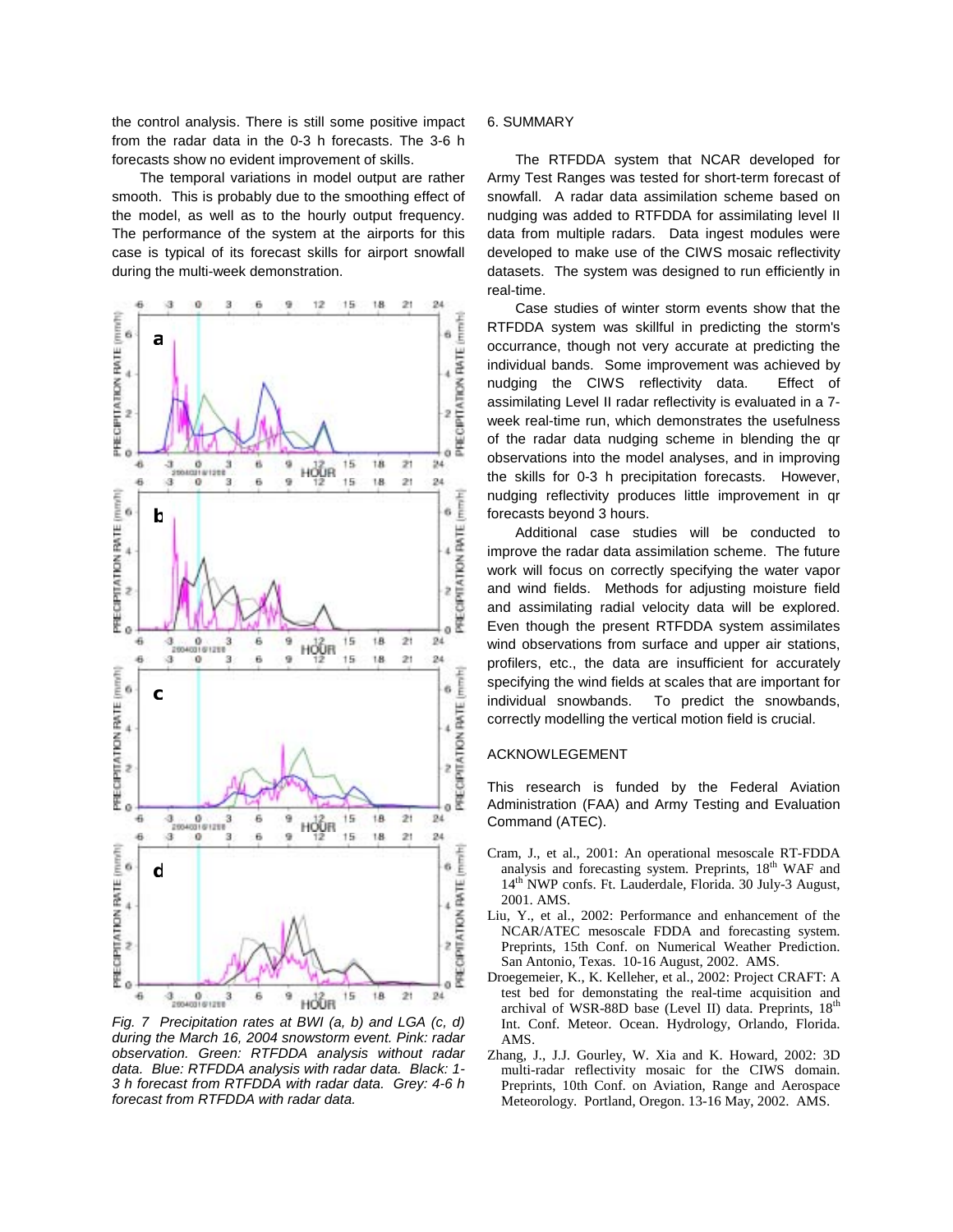the control analysis. There is still some positive impact from the radar data in the 0-3 h forecasts. The 3-6 h forecasts show no evident improvement of skills.

The temporal variations in model output are rather smooth. This is probably due to the smoothing effect of the model, as well as to the hourly output frequency. The performance of the system at the airports for this case is typical of its forecast skills for airport snowfall during the multi-week demonstration.

a

b

c

d

PRECIPITATION RATE (mm/h)

HOUR

-6 -3 0 3 6 9 12 15 18 21 24

*Fig. 7 Precipitation rates at BWI (a, b) and LGA (c, d) during the March 16, 2004 snowstorm event. Pink: radar observation. Green: RTFDDA analysis without radar data. Blue: RTFDDA analysis with radar data. Black: 1-3 h forecast from RTFDDA with radar data. Grey: 4-6 h forecast from RTFDDA with radar data.*

## 6. SUMMARY

The RTFDDA system that NCAR developed for Army Test Ranges was tested for short-term forecast of snowfall. A radar data assimilation scheme based on nudging was added to RTFDDA for assimilating level II data from multiple radars. Data ingest modules were developed to make use of the CIWS mosaic reflectivity datasets. The system was designed to run efficiently in real-time.

Case studies of winter storm events show that the RTFDDA system was skillful in predicting the storm's occurrance, though not very accurate at predicting the individual bands. Some improvement was achieved by nudging the CIWS reflectivity data. Effect of assimilating Level II radar reflectivity is evaluated in a 7-week real-time run, which demonstrates the usefulness of the radar data nudging scheme in blending the qr observations into the model analyses, and in improving the skills for 0-3 h precipitation forecasts. However, nudging reflectivity produces little improvement in qr forecasts beyond 3 hours.

Additional case studies will be conducted to improve the radar data assimilation scheme. The future work will focus on correctly specifying the water vapor and wind fields. Methods for adjusting moisture field and assimilating radial velocity data will be explored. Even though the present RTFDDA system assimilates wind observations from surface and upper air stations, profilers, etc., the data are insufficient for accurately specifying the wind fields at scales that are important for individual snowbands. To predict the snowbands, correctly modelling the vertical motion field is crucial.

## ACKNOWLEGEMENT

This research is funded by the Federal Aviation Administration (FAA) and Army Testing and Evaluation Command (ATEC).

Cram, J., et al., 2001: An operational mesoscale RT-FDDA analysis and forecasting system. Preprints, 18th WAF and 14th NWP confs. Ft. Lauderdale, Florida. 30 July-3 August, 2001. AMS.

Liu, Y., et al., 2002: Performance and enhancement of the NCAR/ATEC mesoscale FDDA and forecasting system. Preprints, 15th Conf. on Numerical Weather Prediction. San Antonio, Texas. 10-16 August, 2002. AMS.

Droegemeier, K., K. Kelleher, et al., 2002: Project CRAFT: A test bed for demonstating the real-time acquisition and archival of WSR-88D base (Level II) data. Preprints, 18th Int. Conf. Meteor. Ocean. Hydrology, Orlando, Florida. AMS.

Zhang, J., J.J. Gourley, W. Xia and K. Howard, 2002: 3D multi-radar reflectivity mosaic for the CIWS domain. Preprints, 10th Conf. on Aviation, Range and Aerospace Meteorology. Portland, Oregon. 13-16 May, 2002. AMS.